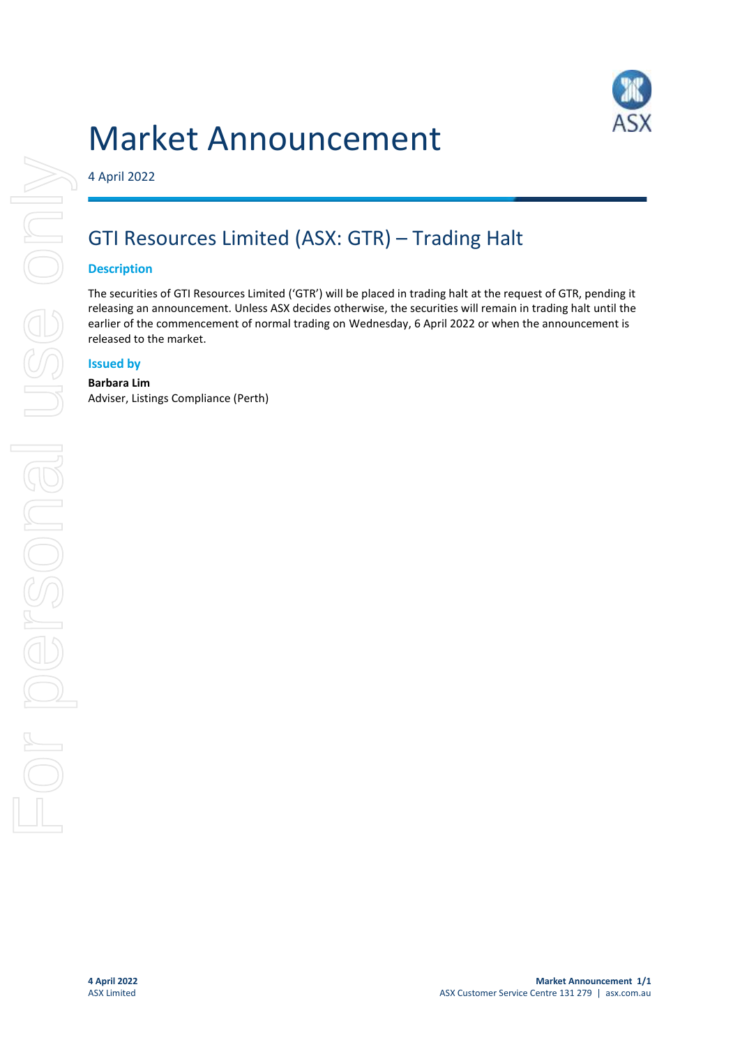# Market Announcement

4 April 2022

## GTI Resources Limited (ASX: GTR) – Trading Halt

### Description

The securities of GTI Resources Limited ('GTR') will be placed in trading halt at the request of GTR, pending it releasing an announcement. Unless ASX decides otherwise, the securities will remain in trading halt until the earlier of the commencement of normal trading on Wednesday, 6 April 2022 or when the announcement is released to the market.

### Issued by

**Barbara Lim**
Adviser, Listings Compliance (Perth)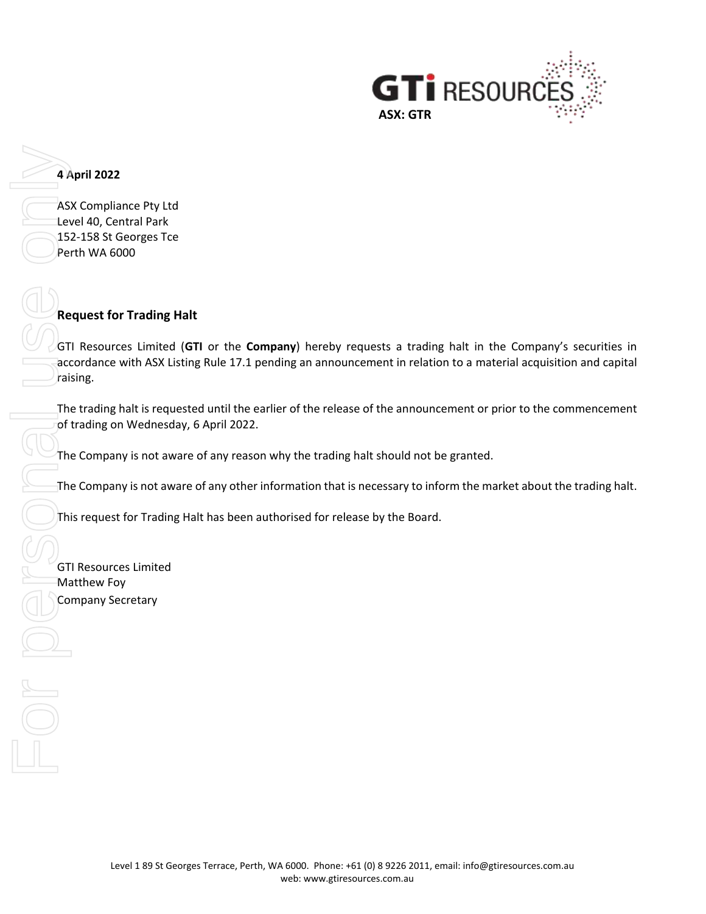**ASX: GTR**

**4 April 2022**

ASX Compliance Pty Ltd
Level 40, Central Park
152-158 St Georges Tce
Perth WA 6000

## Request for Trading Halt

GTI Resources Limited (**GTI** or the **Company**) hereby requests a trading halt in the Company's securities in accordance with ASX Listing Rule 17.1 pending an announcement in relation to a material acquisition and capital raising.

The trading halt is requested until the earlier of the release of the announcement or prior to the commencement of trading on Wednesday, 6 April 2022.

The Company is not aware of any reason why the trading halt should not be granted.

The Company is not aware of any other information that is necessary to inform the market about the trading halt.

This request for Trading Halt has been authorised for release by the Board.

GTI Resources Limited
Matthew Foy
Company Secretary

Level 1 89 St Georges Terrace, Perth, WA 6000. Phone: +61 (0) 8 9226 2011, email: info@gtiresources.com.au
web: www.gtiresources.com.au